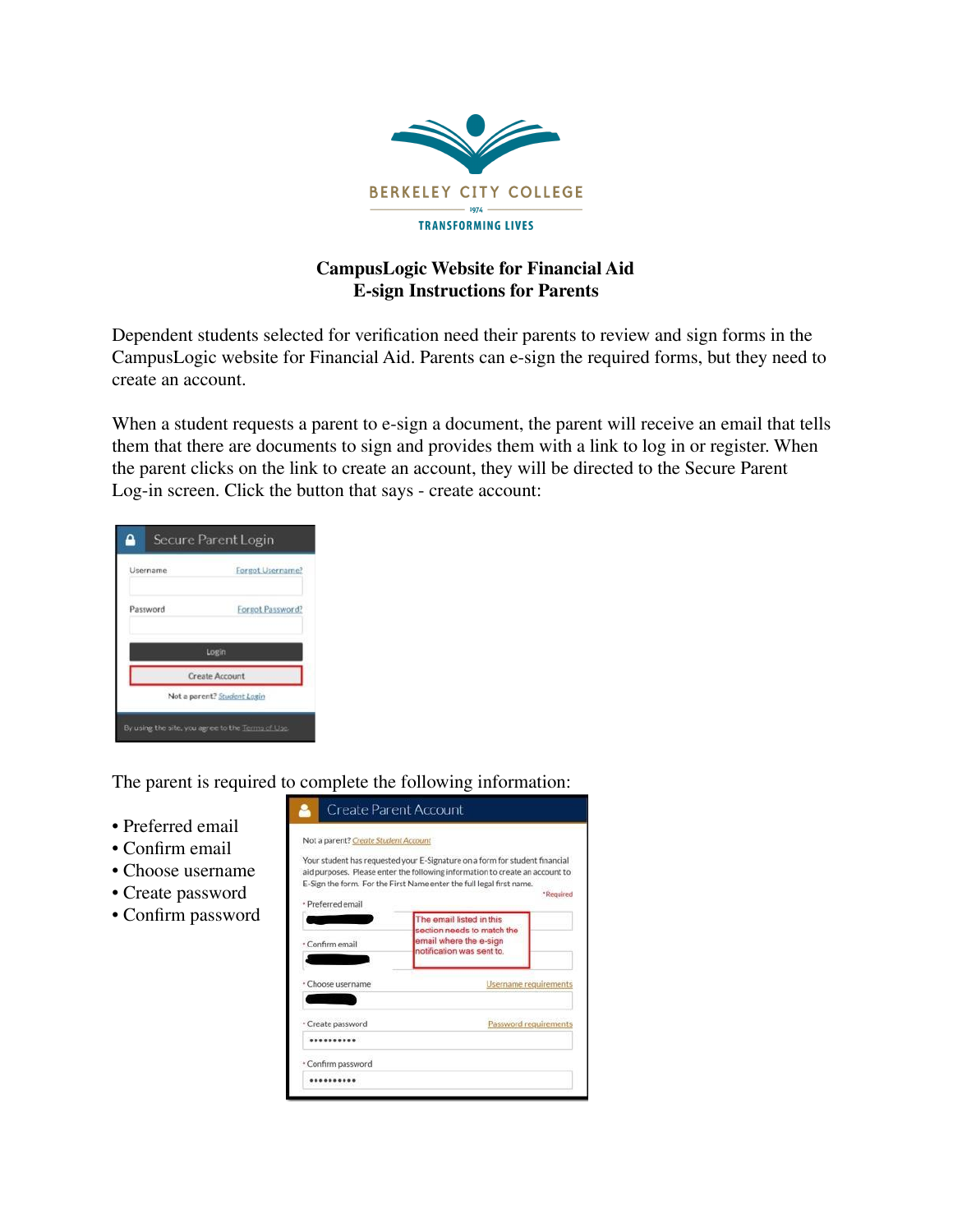BERKELEY CITY COLLEGE

1974

TRANSFORMING LIVES

# CampusLogic Website for Financial Aid
# E-sign Instructions for Parents

Dependent students selected for verification need their parents to review and sign forms in the CampusLogic website for Financial Aid. Parents can e-sign the required forms, but they need to create an account.

When a student requests a parent to e-sign a document, the parent will receive an email that tells them that there are documents to sign and provides them with a link to log in or register. When the parent clicks on the link to create an account, they will be directed to the Secure Parent Log-in screen. Click the button that says - create account:

Secure Parent Login

Username | Forgot Username?

Password | Forgot Password?

Login

Create Account

Not a parent? Student Login

By using the site, you agree to the Terms of Use.

The parent is required to complete the following information:

- Preferred email
- Confirm email
- Choose username
- Create password
- Confirm password

Create Parent Account

Not a parent? Create Student Account

Your student has requested your E-Signature on a form for student financial aid purposes. Please enter the following information to create an account to E-Sign the form. For the First Name enter the full legal first name.

*Required

* Preferred email

* Confirm email

The email listed in this section needs to match the email where the e-sign notification was sent to.

* Choose username | Username requirements

* Create password | Password requirements

* Confirm password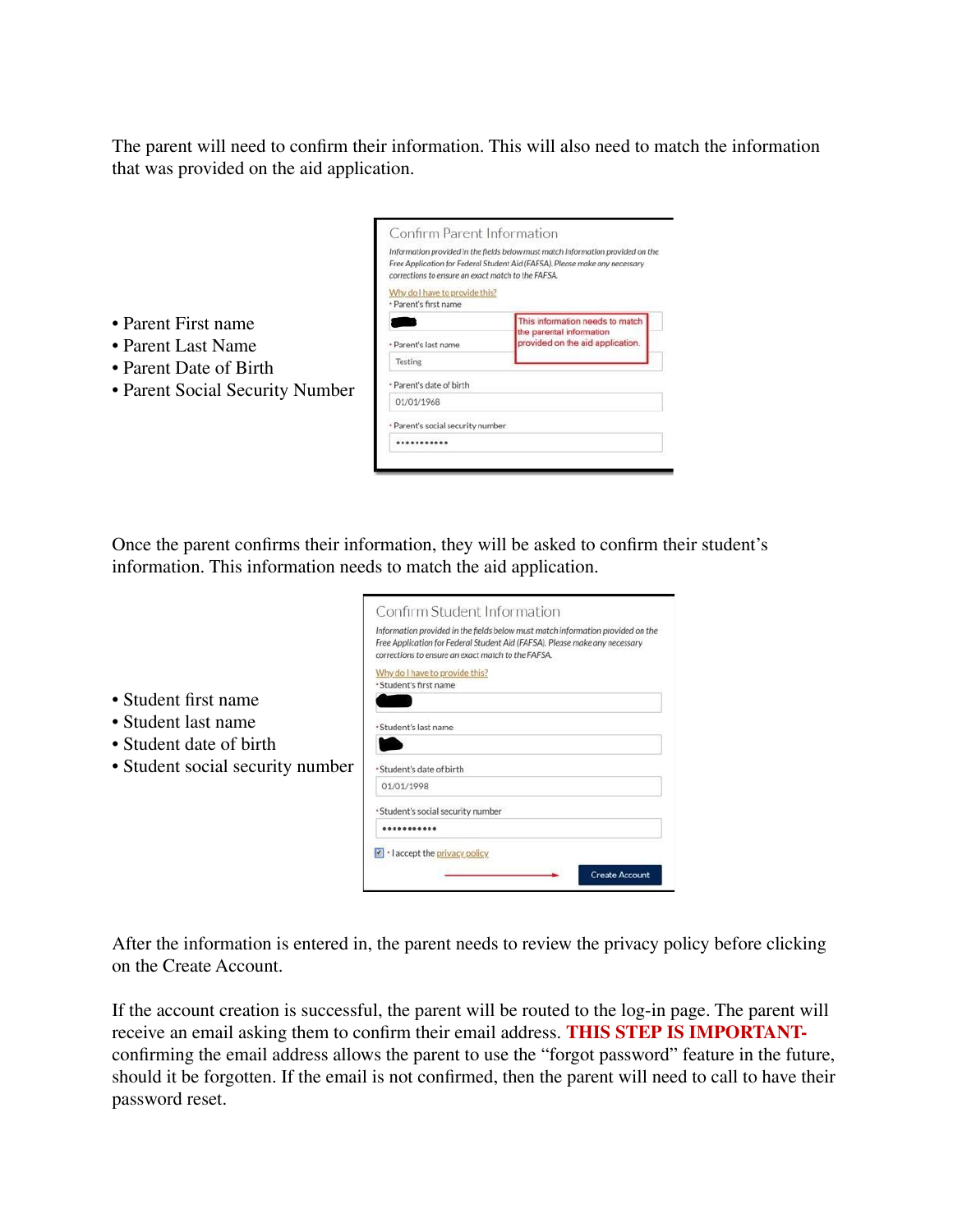The parent will need to confirm their information. This will also need to match the information that was provided on the aid application.

- Parent First name
- Parent Last Name
- Parent Date of Birth
- Parent Social Security Number

Confirm Parent Information

*Information provided in the fields below must match information provided on the Free Application for Federal Student Aid (FAFSA). Please make any necessary corrections to ensure an exact match to the FAFSA.*

Why do I have to provide this?

- Parent's first name
- Parent's last name: Testing
- Parent's date of birth: 01/01/1968
- Parent's social security number: •••••••••••

This information needs to match the parental information provided on the aid application.

Once the parent confirms their information, they will be asked to confirm their student's information. This information needs to match the aid application.

- Student first name
- Student last name
- Student date of birth
- Student social security number

Confirm Student Information

*Information provided in the fields below must match information provided on the Free Application for Federal Student Aid (FAFSA). Please make any necessary corrections to ensure an exact match to the FAFSA.*

Why do I have to provide this?

- Student's first name
- Student's last name
- Student's date of birth: 01/01/1998
- Student's social security number: •••••••••••

I accept the privacy policy

Create Account

After the information is entered in, the parent needs to review the privacy policy before clicking on the Create Account.

If the account creation is successful, the parent will be routed to the log-in page. The parent will receive an email asking them to confirm their email address. **THIS STEP IS IMPORTANT-** confirming the email address allows the parent to use the "forgot password" feature in the future, should it be forgotten. If the email is not confirmed, then the parent will need to call to have their password reset.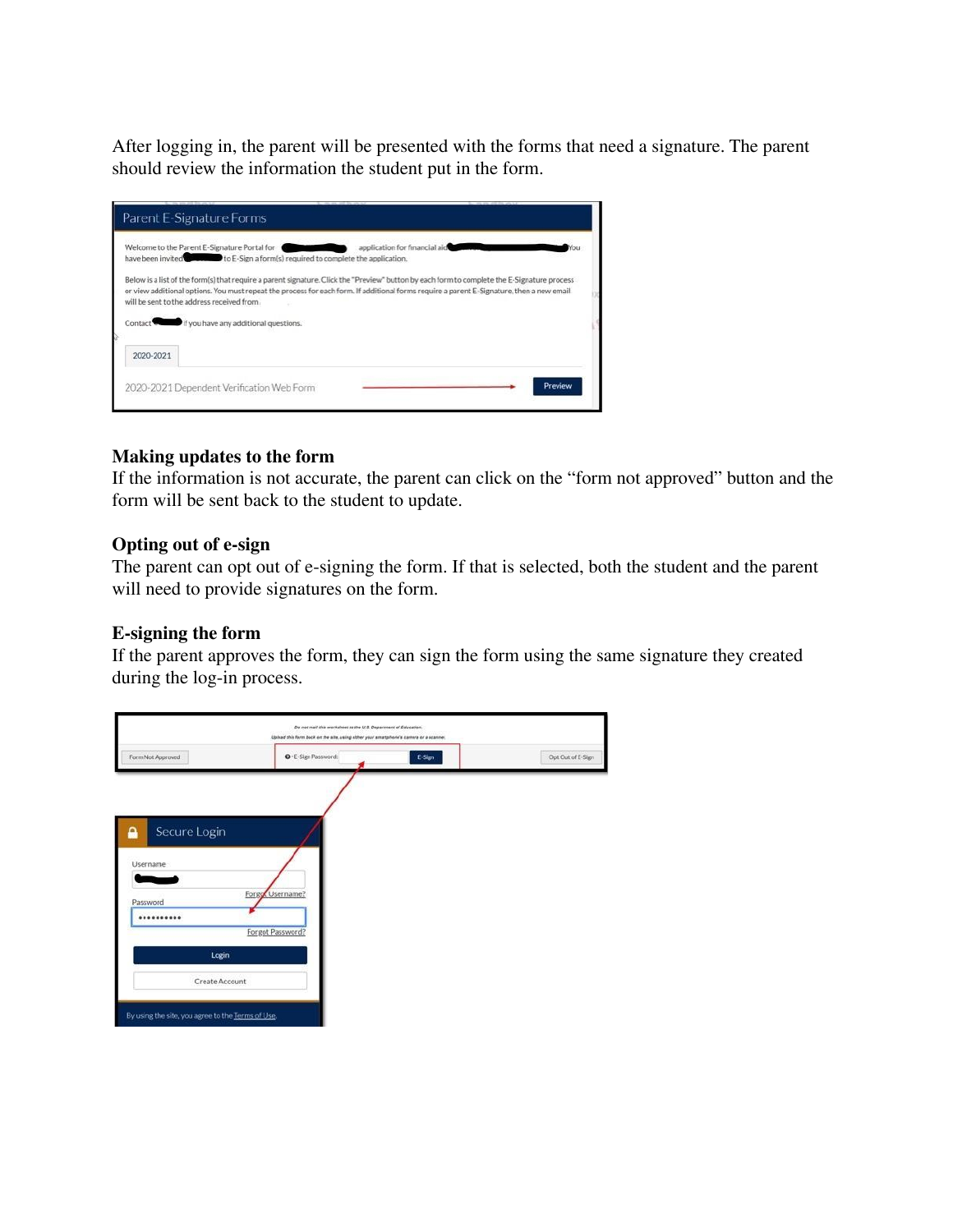After logging in, the parent will be presented with the forms that need a signature. The parent should review the information the student put in the form.

### Making updates to the form

If the information is not accurate, the parent can click on the "form not approved" button and the form will be sent back to the student to update.

### Opting out of e-sign

The parent can opt out of e-signing the form. If that is selected, both the student and the parent will need to provide signatures on the form.

### E-signing the form

If the parent approves the form, they can sign the form using the same signature they created during the log-in process.